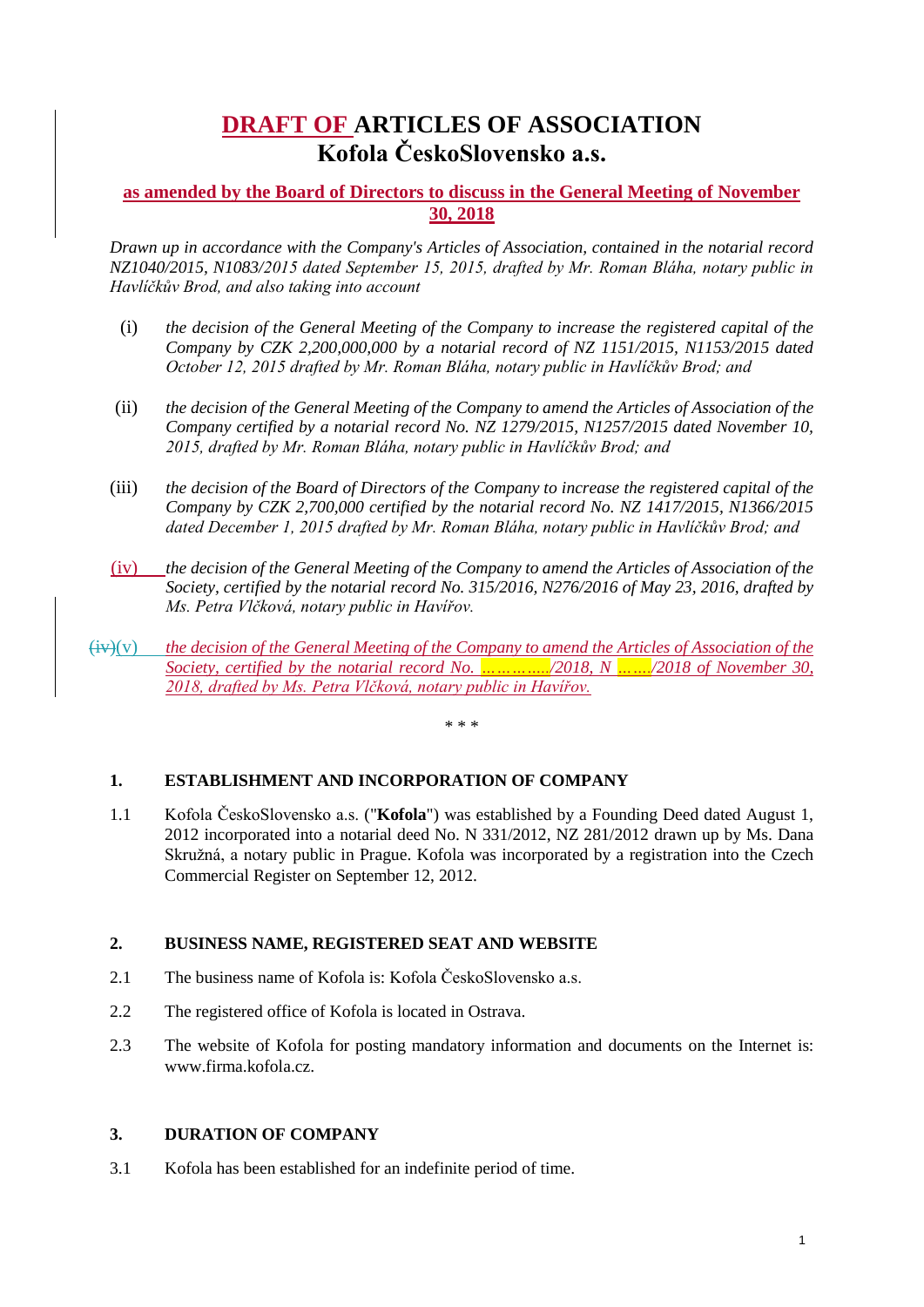# DRAFT OF ARTICLES OF ASSOCIATION
# Kofola ČeskoSlovensko a.s.

**as amended by the Board of Directors to discuss in the General Meeting of November 30, 2018**

*Drawn up in accordance with the Company's Articles of Association, contained in the notarial record NZ1040/2015, N1083/2015 dated September 15, 2015, drafted by Mr. Roman Bláha, notary public in Havlíčkův Brod, and also taking into account*

(i) *the decision of the General Meeting of the Company to increase the registered capital of the Company by CZK 2,200,000,000 by a notarial record of NZ 1151/2015, N1153/2015 dated October 12, 2015 drafted by Mr. Roman Bláha, notary public in Havlíčkův Brod; and*

(ii) *the decision of the General Meeting of the Company to amend the Articles of Association of the Company certified by a notarial record No. NZ 1279/2015, N1257/2015 dated November 10, 2015, drafted by Mr. Roman Bláha, notary public in Havlíčkův Brod; and*

(iii) *the decision of the Board of Directors of the Company to increase the registered capital of the Company by CZK 2,700,000 certified by the notarial record No. NZ 1417/2015, N1366/2015 dated December 1, 2015 drafted by Mr. Roman Bláha, notary public in Havlíčkův Brod; and*

(iv) *the decision of the General Meeting of the Company to amend the Articles of Association of the Society, certified by the notarial record No. 315/2016, N276/2016 of May 23, 2016, drafted by Ms. Petra Vlčková, notary public in Havířov.*

~~(iv)~~(v) *the decision of the General Meeting of the Company to amend the Articles of Association of the Society, certified by the notarial record No. ……….…../2018, N ……../2018 of November 30, 2018, drafted by Ms. Petra Vlčková, notary public in Havířov.*

\* \* \*

## 1. ESTABLISHMENT AND INCORPORATION OF COMPANY

1.1 Kofola ČeskoSlovensko a.s. ("**Kofola**") was established by a Founding Deed dated August 1, 2012 incorporated into a notarial deed No. N 331/2012, NZ 281/2012 drawn up by Ms. Dana Skružná, a notary public in Prague. Kofola was incorporated by a registration into the Czech Commercial Register on September 12, 2012.

## 2. BUSINESS NAME, REGISTERED SEAT AND WEBSITE

2.1 The business name of Kofola is: Kofola ČeskoSlovensko a.s.

2.2 The registered office of Kofola is located in Ostrava.

2.3 The website of Kofola for posting mandatory information and documents on the Internet is: www.firma.kofola.cz.

## 3. DURATION OF COMPANY

3.1 Kofola has been established for an indefinite period of time.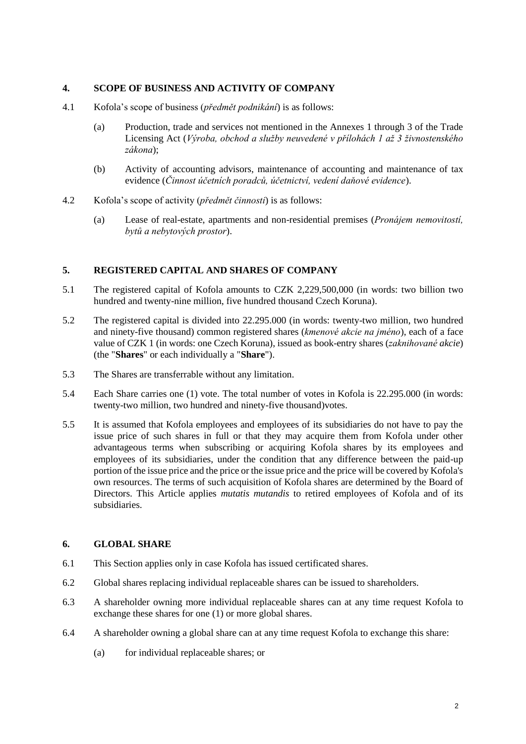## 4. SCOPE OF BUSINESS AND ACTIVITY OF COMPANY

4.1 Kofola's scope of business (*předmět podnikání*) is as follows:

(a) Production, trade and services not mentioned in the Annexes 1 through 3 of the Trade Licensing Act (*Výroba, obchod a služby neuvedené v přílohách 1 až 3 živnostenského zákona*);

(b) Activity of accounting advisors, maintenance of accounting and maintenance of tax evidence (*Činnost účetních poradců, účetnictví, vedení daňové evidence*).

4.2 Kofola's scope of activity (*předmět činnosti*) is as follows:

(a) Lease of real-estate, apartments and non-residential premises (*Pronájem nemovitostí, bytů a nebytových prostor*).

## 5. REGISTERED CAPITAL AND SHARES OF COMPANY

5.1 The registered capital of Kofola amounts to CZK 2,229,500,000 (in words: two billion two hundred and twenty-nine million, five hundred thousand Czech Koruna).

5.2 The registered capital is divided into 22.295.000 (in words: twenty-two million, two hundred and ninety-five thousand) common registered shares (*kmenové akcie na jméno*), each of a face value of CZK 1 (in words: one Czech Koruna), issued as book-entry shares (*zaknihované akcie*) (the "**Shares**" or each individually a "**Share**").

5.3 The Shares are transferrable without any limitation.

5.4 Each Share carries one (1) vote. The total number of votes in Kofola is 22.295.000 (in words: twenty-two million, two hundred and ninety-five thousand)votes.

5.5 It is assumed that Kofola employees and employees of its subsidiaries do not have to pay the issue price of such shares in full or that they may acquire them from Kofola under other advantageous terms when subscribing or acquiring Kofola shares by its employees and employees of its subsidiaries, under the condition that any difference between the paid-up portion of the issue price and the price or the issue price and the price will be covered by Kofola's own resources. The terms of such acquisition of Kofola shares are determined by the Board of Directors. This Article applies *mutatis mutandis* to retired employees of Kofola and of its subsidiaries.

## 6. GLOBAL SHARE

6.1 This Section applies only in case Kofola has issued certificated shares.

6.2 Global shares replacing individual replaceable shares can be issued to shareholders.

6.3 A shareholder owning more individual replaceable shares can at any time request Kofola to exchange these shares for one (1) or more global shares.

6.4 A shareholder owning a global share can at any time request Kofola to exchange this share:

(a) for individual replaceable shares; or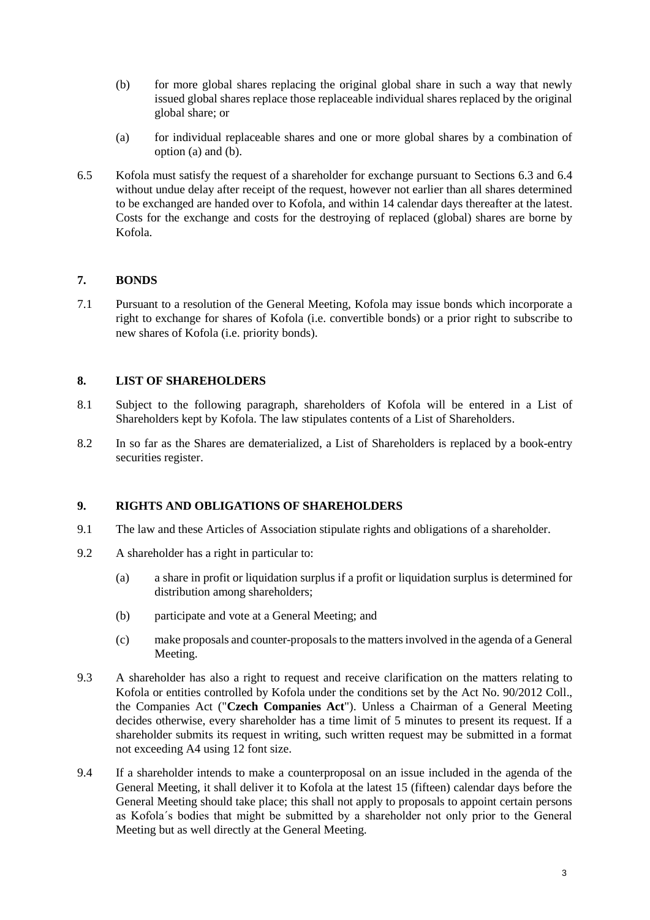(b) for more global shares replacing the original global share in such a way that newly issued global shares replace those replaceable individual shares replaced by the original global share; or

(a) for individual replaceable shares and one or more global shares by a combination of option (a) and (b).

6.5 Kofola must satisfy the request of a shareholder for exchange pursuant to Sections 6.3 and 6.4 without undue delay after receipt of the request, however not earlier than all shares determined to be exchanged are handed over to Kofola, and within 14 calendar days thereafter at the latest. Costs for the exchange and costs for the destroying of replaced (global) shares are borne by Kofola.

## 7. BONDS

7.1 Pursuant to a resolution of the General Meeting, Kofola may issue bonds which incorporate a right to exchange for shares of Kofola (i.e. convertible bonds) or a prior right to subscribe to new shares of Kofola (i.e. priority bonds).

## 8. LIST OF SHAREHOLDERS

8.1 Subject to the following paragraph, shareholders of Kofola will be entered in a List of Shareholders kept by Kofola. The law stipulates contents of a List of Shareholders.

8.2 In so far as the Shares are dematerialized, a List of Shareholders is replaced by a book-entry securities register.

## 9. RIGHTS AND OBLIGATIONS OF SHAREHOLDERS

9.1 The law and these Articles of Association stipulate rights and obligations of a shareholder.

9.2 A shareholder has a right in particular to:

(a) a share in profit or liquidation surplus if a profit or liquidation surplus is determined for distribution among shareholders;

(b) participate and vote at a General Meeting; and

(c) make proposals and counter-proposals to the matters involved in the agenda of a General Meeting.

9.3 A shareholder has also a right to request and receive clarification on the matters relating to Kofola or entities controlled by Kofola under the conditions set by the Act No. 90/2012 Coll., the Companies Act ("**Czech Companies Act**"). Unless a Chairman of a General Meeting decides otherwise, every shareholder has a time limit of 5 minutes to present its request. If a shareholder submits its request in writing, such written request may be submitted in a format not exceeding A4 using 12 font size.

9.4 If a shareholder intends to make a counterproposal on an issue included in the agenda of the General Meeting, it shall deliver it to Kofola at the latest 15 (fifteen) calendar days before the General Meeting should take place; this shall not apply to proposals to appoint certain persons as Kofola´s bodies that might be submitted by a shareholder not only prior to the General Meeting but as well directly at the General Meeting.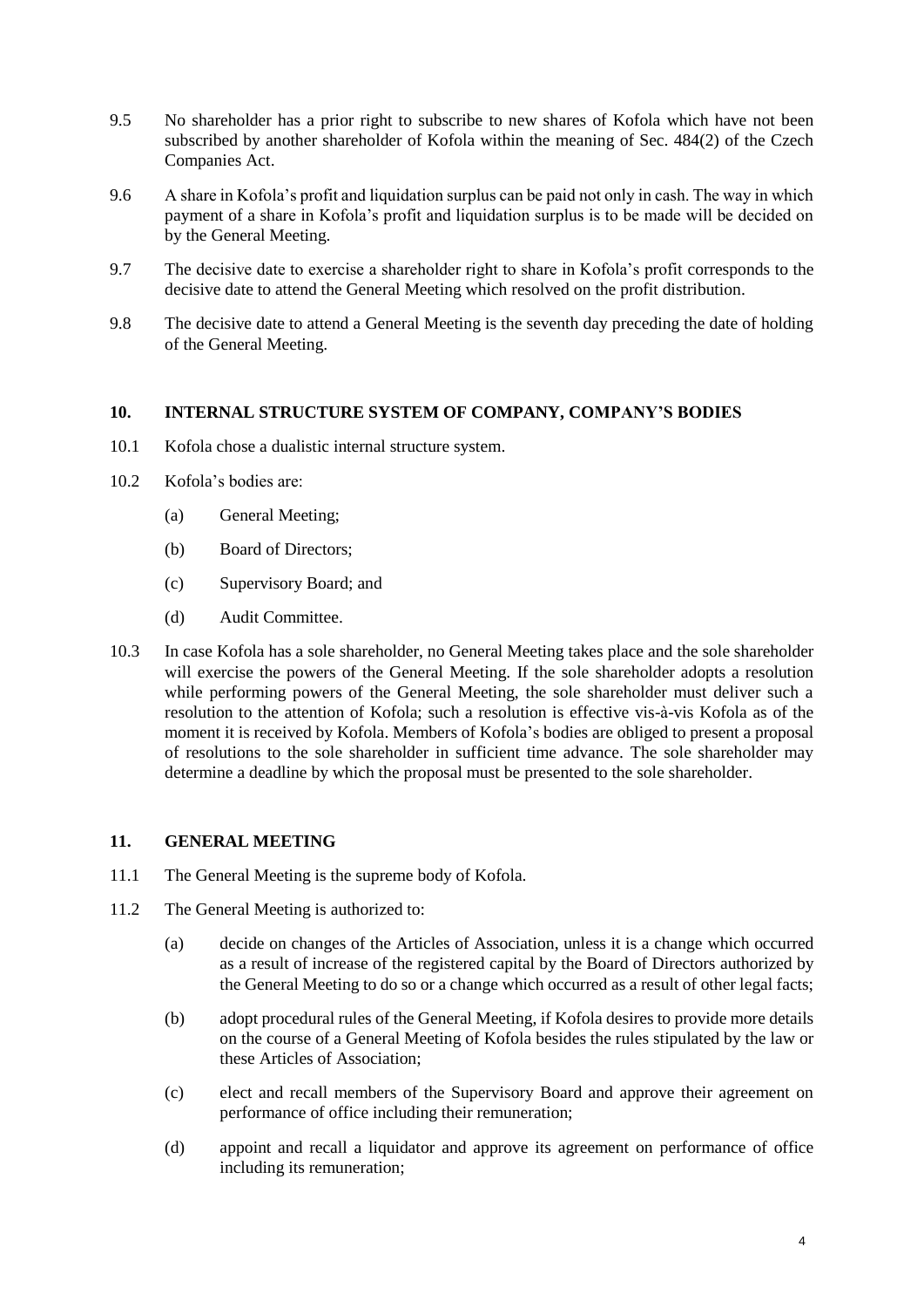9.5 No shareholder has a prior right to subscribe to new shares of Kofola which have not been subscribed by another shareholder of Kofola within the meaning of Sec. 484(2) of the Czech Companies Act.

9.6 A share in Kofola's profit and liquidation surplus can be paid not only in cash. The way in which payment of a share in Kofola's profit and liquidation surplus is to be made will be decided on by the General Meeting.

9.7 The decisive date to exercise a shareholder right to share in Kofola's profit corresponds to the decisive date to attend the General Meeting which resolved on the profit distribution.

9.8 The decisive date to attend a General Meeting is the seventh day preceding the date of holding of the General Meeting.

## 10. INTERNAL STRUCTURE SYSTEM OF COMPANY, COMPANY'S BODIES

10.1 Kofola chose a dualistic internal structure system.

10.2 Kofola's bodies are:

- (a) General Meeting;
- (b) Board of Directors;
- (c) Supervisory Board; and
- (d) Audit Committee.

10.3 In case Kofola has a sole shareholder, no General Meeting takes place and the sole shareholder will exercise the powers of the General Meeting. If the sole shareholder adopts a resolution while performing powers of the General Meeting, the sole shareholder must deliver such a resolution to the attention of Kofola; such a resolution is effective vis-à-vis Kofola as of the moment it is received by Kofola. Members of Kofola's bodies are obliged to present a proposal of resolutions to the sole shareholder in sufficient time advance. The sole shareholder may determine a deadline by which the proposal must be presented to the sole shareholder.

## 11. GENERAL MEETING

11.1 The General Meeting is the supreme body of Kofola.

11.2 The General Meeting is authorized to:

- (a) decide on changes of the Articles of Association, unless it is a change which occurred as a result of increase of the registered capital by the Board of Directors authorized by the General Meeting to do so or a change which occurred as a result of other legal facts;
- (b) adopt procedural rules of the General Meeting, if Kofola desires to provide more details on the course of a General Meeting of Kofola besides the rules stipulated by the law or these Articles of Association;
- (c) elect and recall members of the Supervisory Board and approve their agreement on performance of office including their remuneration;
- (d) appoint and recall a liquidator and approve its agreement on performance of office including its remuneration;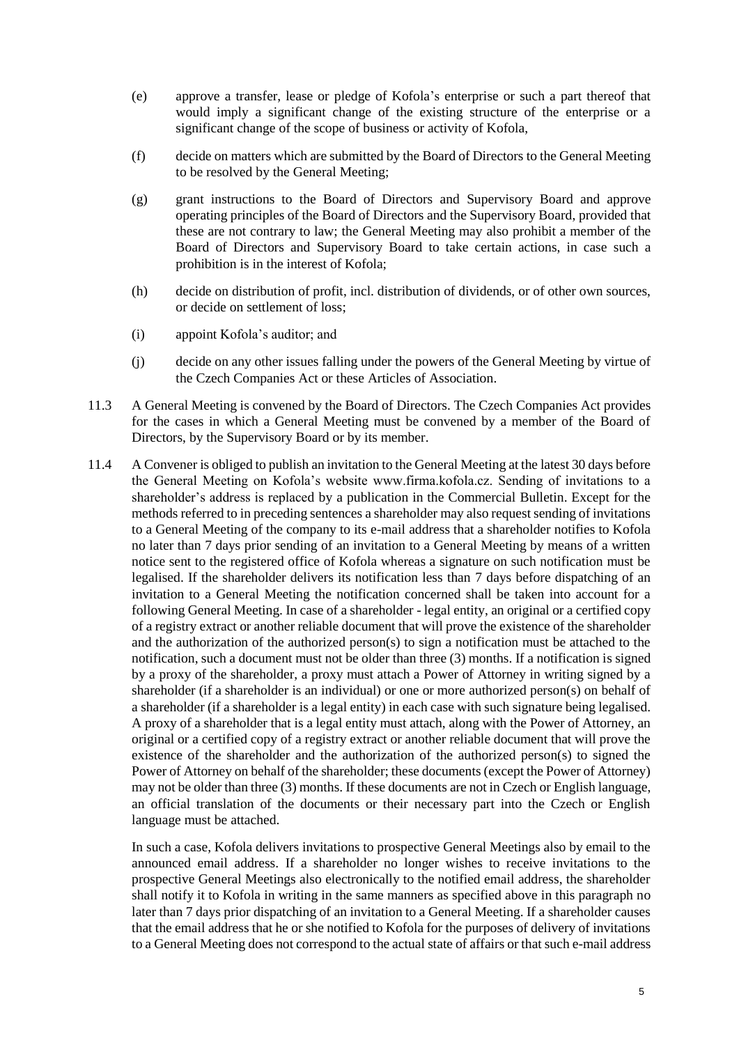(e) approve a transfer, lease or pledge of Kofola's enterprise or such a part thereof that would imply a significant change of the existing structure of the enterprise or a significant change of the scope of business or activity of Kofola,

(f) decide on matters which are submitted by the Board of Directors to the General Meeting to be resolved by the General Meeting;

(g) grant instructions to the Board of Directors and Supervisory Board and approve operating principles of the Board of Directors and the Supervisory Board, provided that these are not contrary to law; the General Meeting may also prohibit a member of the Board of Directors and Supervisory Board to take certain actions, in case such a prohibition is in the interest of Kofola;

(h) decide on distribution of profit, incl. distribution of dividends, or of other own sources, or decide on settlement of loss;

(i) appoint Kofola's auditor; and

(j) decide on any other issues falling under the powers of the General Meeting by virtue of the Czech Companies Act or these Articles of Association.

11.3 A General Meeting is convened by the Board of Directors. The Czech Companies Act provides for the cases in which a General Meeting must be convened by a member of the Board of Directors, by the Supervisory Board or by its member.

11.4 A Convener is obliged to publish an invitation to the General Meeting at the latest 30 days before the General Meeting on Kofola's website www.firma.kofola.cz. Sending of invitations to a shareholder's address is replaced by a publication in the Commercial Bulletin. Except for the methods referred to in preceding sentences a shareholder may also request sending of invitations to a General Meeting of the company to its e-mail address that a shareholder notifies to Kofola no later than 7 days prior sending of an invitation to a General Meeting by means of a written notice sent to the registered office of Kofola whereas a signature on such notification must be legalised. If the shareholder delivers its notification less than 7 days before dispatching of an invitation to a General Meeting the notification concerned shall be taken into account for a following General Meeting. In case of a shareholder - legal entity, an original or a certified copy of a registry extract or another reliable document that will prove the existence of the shareholder and the authorization of the authorized person(s) to sign a notification must be attached to the notification, such a document must not be older than three (3) months. If a notification is signed by a proxy of the shareholder, a proxy must attach a Power of Attorney in writing signed by a shareholder (if a shareholder is an individual) or one or more authorized person(s) on behalf of a shareholder (if a shareholder is a legal entity) in each case with such signature being legalised. A proxy of a shareholder that is a legal entity must attach, along with the Power of Attorney, an original or a certified copy of a registry extract or another reliable document that will prove the existence of the shareholder and the authorization of the authorized person(s) to signed the Power of Attorney on behalf of the shareholder; these documents (except the Power of Attorney) may not be older than three (3) months. If these documents are not in Czech or English language, an official translation of the documents or their necessary part into the Czech or English language must be attached.

In such a case, Kofola delivers invitations to prospective General Meetings also by email to the announced email address. If a shareholder no longer wishes to receive invitations to the prospective General Meetings also electronically to the notified email address, the shareholder shall notify it to Kofola in writing in the same manners as specified above in this paragraph no later than 7 days prior dispatching of an invitation to a General Meeting. If a shareholder causes that the email address that he or she notified to Kofola for the purposes of delivery of invitations to a General Meeting does not correspond to the actual state of affairs or that such e-mail address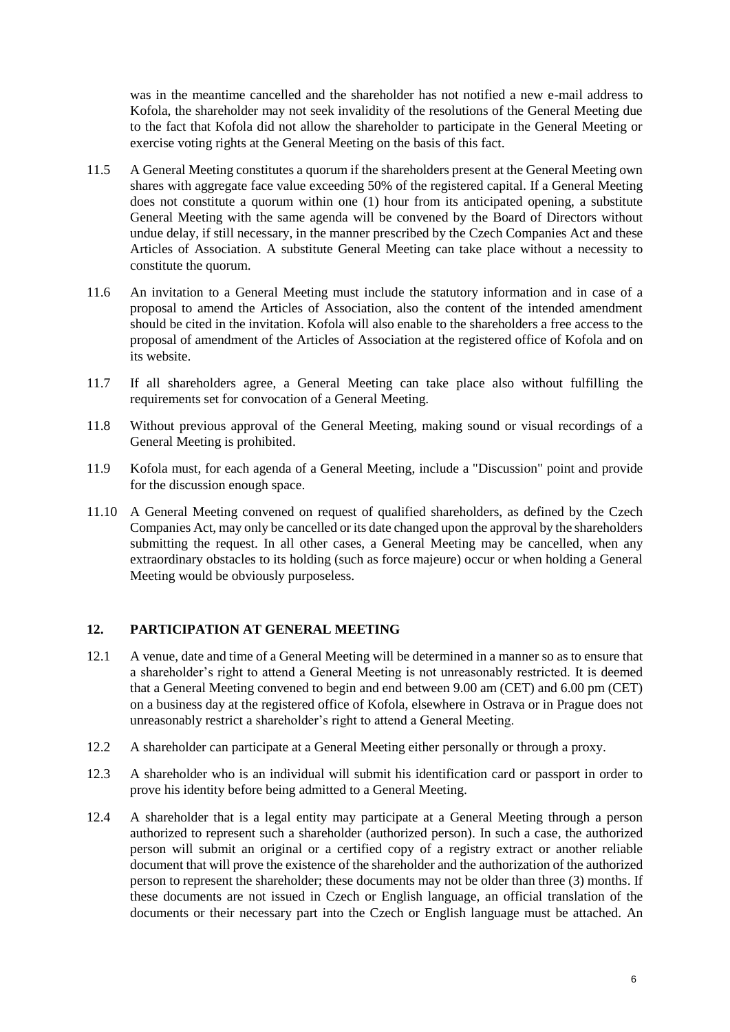was in the meantime cancelled and the shareholder has not notified a new e-mail address to Kofola, the shareholder may not seek invalidity of the resolutions of the General Meeting due to the fact that Kofola did not allow the shareholder to participate in the General Meeting or exercise voting rights at the General Meeting on the basis of this fact.

11.5 A General Meeting constitutes a quorum if the shareholders present at the General Meeting own shares with aggregate face value exceeding 50% of the registered capital. If a General Meeting does not constitute a quorum within one (1) hour from its anticipated opening, a substitute General Meeting with the same agenda will be convened by the Board of Directors without undue delay, if still necessary, in the manner prescribed by the Czech Companies Act and these Articles of Association. A substitute General Meeting can take place without a necessity to constitute the quorum.

11.6 An invitation to a General Meeting must include the statutory information and in case of a proposal to amend the Articles of Association, also the content of the intended amendment should be cited in the invitation. Kofola will also enable to the shareholders a free access to the proposal of amendment of the Articles of Association at the registered office of Kofola and on its website.

11.7 If all shareholders agree, a General Meeting can take place also without fulfilling the requirements set for convocation of a General Meeting.

11.8 Without previous approval of the General Meeting, making sound or visual recordings of a General Meeting is prohibited.

11.9 Kofola must, for each agenda of a General Meeting, include a "Discussion" point and provide for the discussion enough space.

11.10 A General Meeting convened on request of qualified shareholders, as defined by the Czech Companies Act, may only be cancelled or its date changed upon the approval by the shareholders submitting the request. In all other cases, a General Meeting may be cancelled, when any extraordinary obstacles to its holding (such as force majeure) occur or when holding a General Meeting would be obviously purposeless.

## 12. PARTICIPATION AT GENERAL MEETING

12.1 A venue, date and time of a General Meeting will be determined in a manner so as to ensure that a shareholder's right to attend a General Meeting is not unreasonably restricted. It is deemed that a General Meeting convened to begin and end between 9.00 am (CET) and 6.00 pm (CET) on a business day at the registered office of Kofola, elsewhere in Ostrava or in Prague does not unreasonably restrict a shareholder's right to attend a General Meeting.

12.2 A shareholder can participate at a General Meeting either personally or through a proxy.

12.3 A shareholder who is an individual will submit his identification card or passport in order to prove his identity before being admitted to a General Meeting.

12.4 A shareholder that is a legal entity may participate at a General Meeting through a person authorized to represent such a shareholder (authorized person). In such a case, the authorized person will submit an original or a certified copy of a registry extract or another reliable document that will prove the existence of the shareholder and the authorization of the authorized person to represent the shareholder; these documents may not be older than three (3) months. If these documents are not issued in Czech or English language, an official translation of the documents or their necessary part into the Czech or English language must be attached. An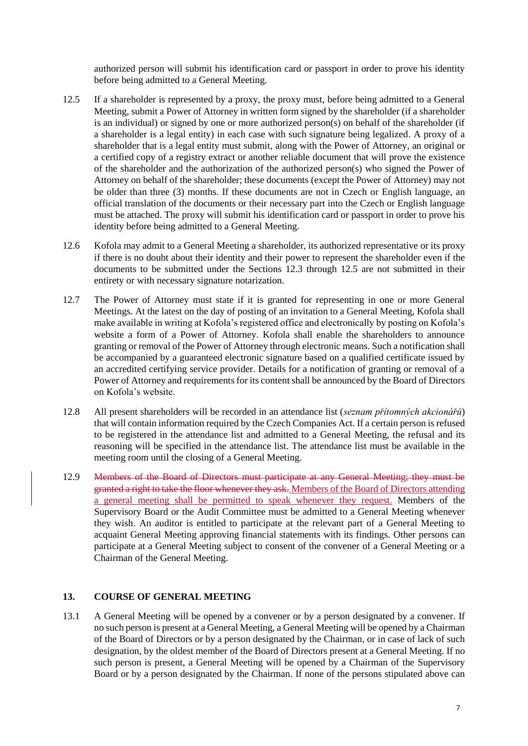authorized person will submit his identification card or passport in order to prove his identity before being admitted to a General Meeting.

12.5 If a shareholder is represented by a proxy, the proxy must, before being admitted to a General Meeting, submit a Power of Attorney in written form signed by the shareholder (if a shareholder is an individual) or signed by one or more authorized person(s) on behalf of the shareholder (if a shareholder is a legal entity) in each case with such signature being legalized. A proxy of a shareholder that is a legal entity must submit, along with the Power of Attorney, an original or a certified copy of a registry extract or another reliable document that will prove the existence of the shareholder and the authorization of the authorized person(s) who signed the Power of Attorney on behalf of the shareholder; these documents (except the Power of Attorney) may not be older than three (3) months. If these documents are not in Czech or English language, an official translation of the documents or their necessary part into the Czech or English language must be attached. The proxy will submit his identification card or passport in order to prove his identity before being admitted to a General Meeting.

12.6 Kofola may admit to a General Meeting a shareholder, its authorized representative or its proxy if there is no doubt about their identity and their power to represent the shareholder even if the documents to be submitted under the Sections 12.3 through 12.5 are not submitted in their entirety or with necessary signature notarization.

12.7 The Power of Attorney must state if it is granted for representing in one or more General Meetings. At the latest on the day of posting of an invitation to a General Meeting, Kofola shall make available in writing at Kofola's registered office and electronically by posting on Kofola's website a form of a Power of Attorney. Kofola shall enable the shareholders to announce granting or removal of the Power of Attorney through electronic means. Such a notification shall be accompanied by a guaranteed electronic signature based on a qualified certificate issued by an accredited certifying service provider. Details for a notification of granting or removal of a Power of Attorney and requirements for its content shall be announced by the Board of Directors on Kofola's website.

12.8 All present shareholders will be recorded in an attendance list (*seznam přítomných akcionářů*) that will contain information required by the Czech Companies Act. If a certain person is refused to be registered in the attendance list and admitted to a General Meeting, the refusal and its reasoning will be specified in the attendance list. The attendance list must be available in the meeting room until the closing of a General Meeting.

12.9 ~~Members of the Board of Directors must participate at any General Meeting; they must be granted a right to take the floor whenever they ask.~~ Members of the Board of Directors attending a general meeting shall be permitted to speak whenever they request. Members of the Supervisory Board or the Audit Committee must be admitted to a General Meeting whenever they wish. An auditor is entitled to participate at the relevant part of a General Meeting to acquaint General Meeting approving financial statements with its findings. Other persons can participate at a General Meeting subject to consent of the convener of a General Meeting or a Chairman of the General Meeting.

## 13. COURSE OF GENERAL MEETING

13.1 A General Meeting will be opened by a convener or by a person designated by a convener. If no such person is present at a General Meeting, a General Meeting will be opened by a Chairman of the Board of Directors or by a person designated by the Chairman, or in case of lack of such designation, by the oldest member of the Board of Directors present at a General Meeting. If no such person is present, a General Meeting will be opened by a Chairman of the Supervisory Board or by a person designated by the Chairman. If none of the persons stipulated above can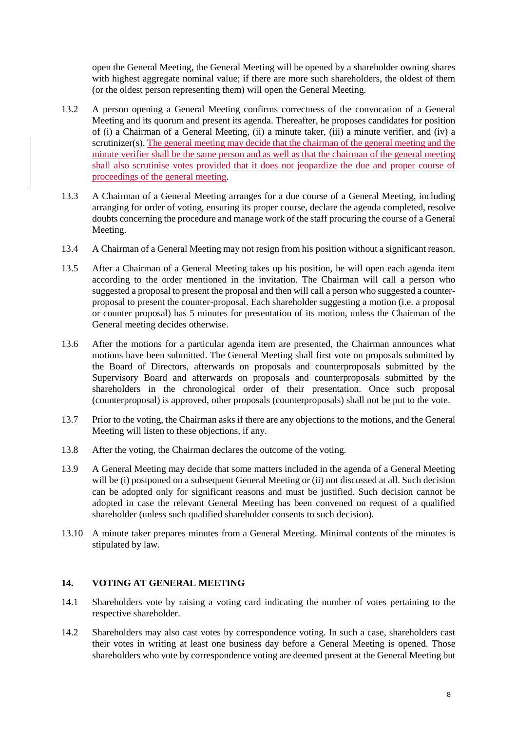open the General Meeting, the General Meeting will be opened by a shareholder owning shares with highest aggregate nominal value; if there are more such shareholders, the oldest of them (or the oldest person representing them) will open the General Meeting.

13.2 A person opening a General Meeting confirms correctness of the convocation of a General Meeting and its quorum and present its agenda. Thereafter, he proposes candidates for position of (i) a Chairman of a General Meeting, (ii) a minute taker, (iii) a minute verifier, and (iv) a scrutinizer(s). The general meeting may decide that the chairman of the general meeting and the minute verifier shall be the same person and as well as that the chairman of the general meeting shall also scrutinise votes provided that it does not jeopardize the due and proper course of proceedings of the general meeting.

13.3 A Chairman of a General Meeting arranges for a due course of a General Meeting, including arranging for order of voting, ensuring its proper course, declare the agenda completed, resolve doubts concerning the procedure and manage work of the staff procuring the course of a General Meeting.

13.4 A Chairman of a General Meeting may not resign from his position without a significant reason.

13.5 After a Chairman of a General Meeting takes up his position, he will open each agenda item according to the order mentioned in the invitation. The Chairman will call a person who suggested a proposal to present the proposal and then will call a person who suggested a counter-proposal to present the counter-proposal. Each shareholder suggesting a motion (i.e. a proposal or counter proposal) has 5 minutes for presentation of its motion, unless the Chairman of the General meeting decides otherwise.

13.6 After the motions for a particular agenda item are presented, the Chairman announces what motions have been submitted. The General Meeting shall first vote on proposals submitted by the Board of Directors, afterwards on proposals and counterproposals submitted by the Supervisory Board and afterwards on proposals and counterproposals submitted by the shareholders in the chronological order of their presentation. Once such proposal (counterproposal) is approved, other proposals (counterproposals) shall not be put to the vote.

13.7 Prior to the voting, the Chairman asks if there are any objections to the motions, and the General Meeting will listen to these objections, if any.

13.8 After the voting, the Chairman declares the outcome of the voting.

13.9 A General Meeting may decide that some matters included in the agenda of a General Meeting will be (i) postponed on a subsequent General Meeting or (ii) not discussed at all. Such decision can be adopted only for significant reasons and must be justified. Such decision cannot be adopted in case the relevant General Meeting has been convened on request of a qualified shareholder (unless such qualified shareholder consents to such decision).

13.10 A minute taker prepares minutes from a General Meeting. Minimal contents of the minutes is stipulated by law.

## 14. VOTING AT GENERAL MEETING

14.1 Shareholders vote by raising a voting card indicating the number of votes pertaining to the respective shareholder.

14.2 Shareholders may also cast votes by correspondence voting. In such a case, shareholders cast their votes in writing at least one business day before a General Meeting is opened. Those shareholders who vote by correspondence voting are deemed present at the General Meeting but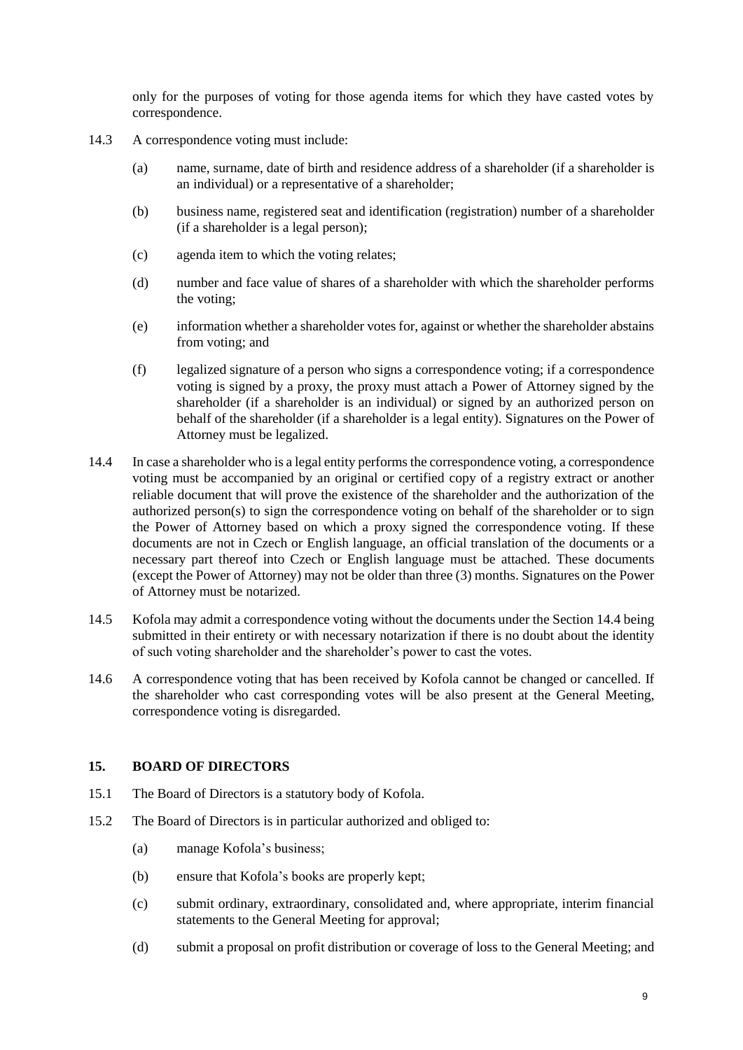only for the purposes of voting for those agenda items for which they have casted votes by correspondence.

14.3 A correspondence voting must include:

(a) name, surname, date of birth and residence address of a shareholder (if a shareholder is an individual) or a representative of a shareholder;

(b) business name, registered seat and identification (registration) number of a shareholder (if a shareholder is a legal person);

(c) agenda item to which the voting relates;

(d) number and face value of shares of a shareholder with which the shareholder performs the voting;

(e) information whether a shareholder votes for, against or whether the shareholder abstains from voting; and

(f) legalized signature of a person who signs a correspondence voting; if a correspondence voting is signed by a proxy, the proxy must attach a Power of Attorney signed by the shareholder (if a shareholder is an individual) or signed by an authorized person on behalf of the shareholder (if a shareholder is a legal entity). Signatures on the Power of Attorney must be legalized.

14.4 In case a shareholder who is a legal entity performs the correspondence voting, a correspondence voting must be accompanied by an original or certified copy of a registry extract or another reliable document that will prove the existence of the shareholder and the authorization of the authorized person(s) to sign the correspondence voting on behalf of the shareholder or to sign the Power of Attorney based on which a proxy signed the correspondence voting. If these documents are not in Czech or English language, an official translation of the documents or a necessary part thereof into Czech or English language must be attached. These documents (except the Power of Attorney) may not be older than three (3) months. Signatures on the Power of Attorney must be notarized.

14.5 Kofola may admit a correspondence voting without the documents under the Section 14.4 being submitted in their entirety or with necessary notarization if there is no doubt about the identity of such voting shareholder and the shareholder's power to cast the votes.

14.6 A correspondence voting that has been received by Kofola cannot be changed or cancelled. If the shareholder who cast corresponding votes will be also present at the General Meeting, correspondence voting is disregarded.

## 15. BOARD OF DIRECTORS

15.1 The Board of Directors is a statutory body of Kofola.

15.2 The Board of Directors is in particular authorized and obliged to:

(a) manage Kofola's business;

(b) ensure that Kofola's books are properly kept;

(c) submit ordinary, extraordinary, consolidated and, where appropriate, interim financial statements to the General Meeting for approval;

(d) submit a proposal on profit distribution or coverage of loss to the General Meeting; and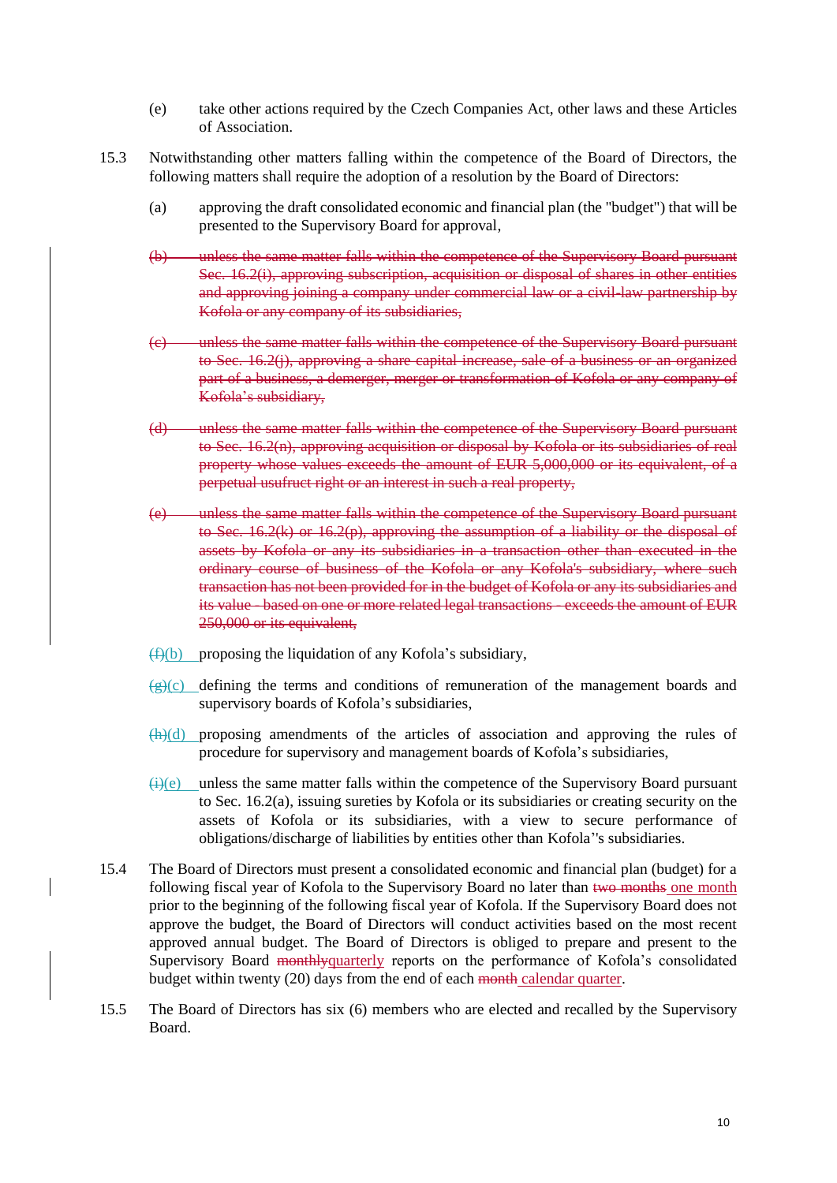(e) take other actions required by the Czech Companies Act, other laws and these Articles of Association.

15.3 Notwithstanding other matters falling within the competence of the Board of Directors, the following matters shall require the adoption of a resolution by the Board of Directors:

(a) approving the draft consolidated economic and financial plan (the "budget") that will be presented to the Supervisory Board for approval,

~~(b) unless the same matter falls within the competence of the Supervisory Board pursuant Sec. 16.2(i), approving subscription, acquisition or disposal of shares in other entities and approving joining a company under commercial law or a civil-law partnership by Kofola or any company of its subsidiaries,~~

~~(c) unless the same matter falls within the competence of the Supervisory Board pursuant to Sec. 16.2(j), approving a share capital increase, sale of a business or an organized part of a business, a demerger, merger or transformation of Kofola or any company of Kofola's subsidiary,~~

~~(d) unless the same matter falls within the competence of the Supervisory Board pursuant to Sec. 16.2(n), approving acquisition or disposal by Kofola or its subsidiaries of real property whose values exceeds the amount of EUR 5,000,000 or its equivalent, of a perpetual usufruct right or an interest in such a real property,~~

~~(e) unless the same matter falls within the competence of the Supervisory Board pursuant to Sec. 16.2(k) or 16.2(p), approving the assumption of a liability or the disposal of assets by Kofola or any its subsidiaries in a transaction other than executed in the ordinary course of business of the Kofola or any Kofola's subsidiary, where such transaction has not been provided for in the budget of Kofola or any its subsidiaries and its value - based on one or more related legal transactions - exceeds the amount of EUR 250,000 or its equivalent,~~

~~(f)~~(b) proposing the liquidation of any Kofola's subsidiary,

~~(g)~~(c) defining the terms and conditions of remuneration of the management boards and supervisory boards of Kofola's subsidiaries,

~~(h)~~(d) proposing amendments of the articles of association and approving the rules of procedure for supervisory and management boards of Kofola's subsidiaries,

~~(i)~~(e) unless the same matter falls within the competence of the Supervisory Board pursuant to Sec. 16.2(a), issuing sureties by Kofola or its subsidiaries or creating security on the assets of Kofola or its subsidiaries, with a view to secure performance of obligations/discharge of liabilities by entities other than Kofola''s subsidiaries.

15.4 The Board of Directors must present a consolidated economic and financial plan (budget) for a following fiscal year of Kofola to the Supervisory Board no later than ~~two months~~ one month prior to the beginning of the following fiscal year of Kofola. If the Supervisory Board does not approve the budget, the Board of Directors will conduct activities based on the most recent approved annual budget. The Board of Directors is obliged to prepare and present to the Supervisory Board ~~monthly~~quarterly reports on the performance of Kofola's consolidated budget within twenty (20) days from the end of each ~~month~~ calendar quarter.

15.5 The Board of Directors has six (6) members who are elected and recalled by the Supervisory Board.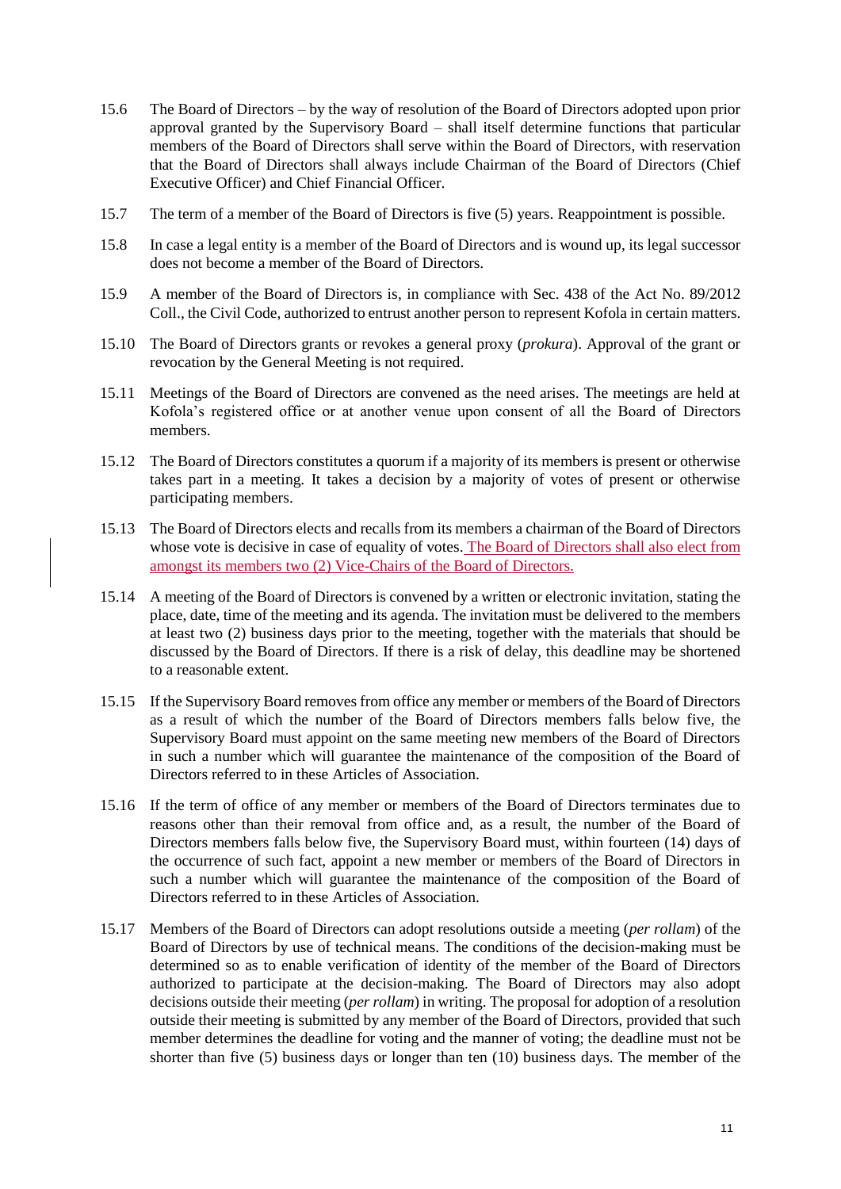15.6 The Board of Directors – by the way of resolution of the Board of Directors adopted upon prior approval granted by the Supervisory Board – shall itself determine functions that particular members of the Board of Directors shall serve within the Board of Directors, with reservation that the Board of Directors shall always include Chairman of the Board of Directors (Chief Executive Officer) and Chief Financial Officer.

15.7 The term of a member of the Board of Directors is five (5) years. Reappointment is possible.

15.8 In case a legal entity is a member of the Board of Directors and is wound up, its legal successor does not become a member of the Board of Directors.

15.9 A member of the Board of Directors is, in compliance with Sec. 438 of the Act No. 89/2012 Coll., the Civil Code, authorized to entrust another person to represent Kofola in certain matters.

15.10 The Board of Directors grants or revokes a general proxy (*prokura*). Approval of the grant or revocation by the General Meeting is not required.

15.11 Meetings of the Board of Directors are convened as the need arises. The meetings are held at Kofola's registered office or at another venue upon consent of all the Board of Directors members.

15.12 The Board of Directors constitutes a quorum if a majority of its members is present or otherwise takes part in a meeting. It takes a decision by a majority of votes of present or otherwise participating members.

15.13 The Board of Directors elects and recalls from its members a chairman of the Board of Directors whose vote is decisive in case of equality of votes. The Board of Directors shall also elect from amongst its members two (2) Vice-Chairs of the Board of Directors.

15.14 A meeting of the Board of Directors is convened by a written or electronic invitation, stating the place, date, time of the meeting and its agenda. The invitation must be delivered to the members at least two (2) business days prior to the meeting, together with the materials that should be discussed by the Board of Directors. If there is a risk of delay, this deadline may be shortened to a reasonable extent.

15.15 If the Supervisory Board removes from office any member or members of the Board of Directors as a result of which the number of the Board of Directors members falls below five, the Supervisory Board must appoint on the same meeting new members of the Board of Directors in such a number which will guarantee the maintenance of the composition of the Board of Directors referred to in these Articles of Association.

15.16 If the term of office of any member or members of the Board of Directors terminates due to reasons other than their removal from office and, as a result, the number of the Board of Directors members falls below five, the Supervisory Board must, within fourteen (14) days of the occurrence of such fact, appoint a new member or members of the Board of Directors in such a number which will guarantee the maintenance of the composition of the Board of Directors referred to in these Articles of Association.

15.17 Members of the Board of Directors can adopt resolutions outside a meeting (*per rollam*) of the Board of Directors by use of technical means. The conditions of the decision-making must be determined so as to enable verification of identity of the member of the Board of Directors authorized to participate at the decision-making. The Board of Directors may also adopt decisions outside their meeting (*per rollam*) in writing. The proposal for adoption of a resolution outside their meeting is submitted by any member of the Board of Directors, provided that such member determines the deadline for voting and the manner of voting; the deadline must not be shorter than five (5) business days or longer than ten (10) business days. The member of the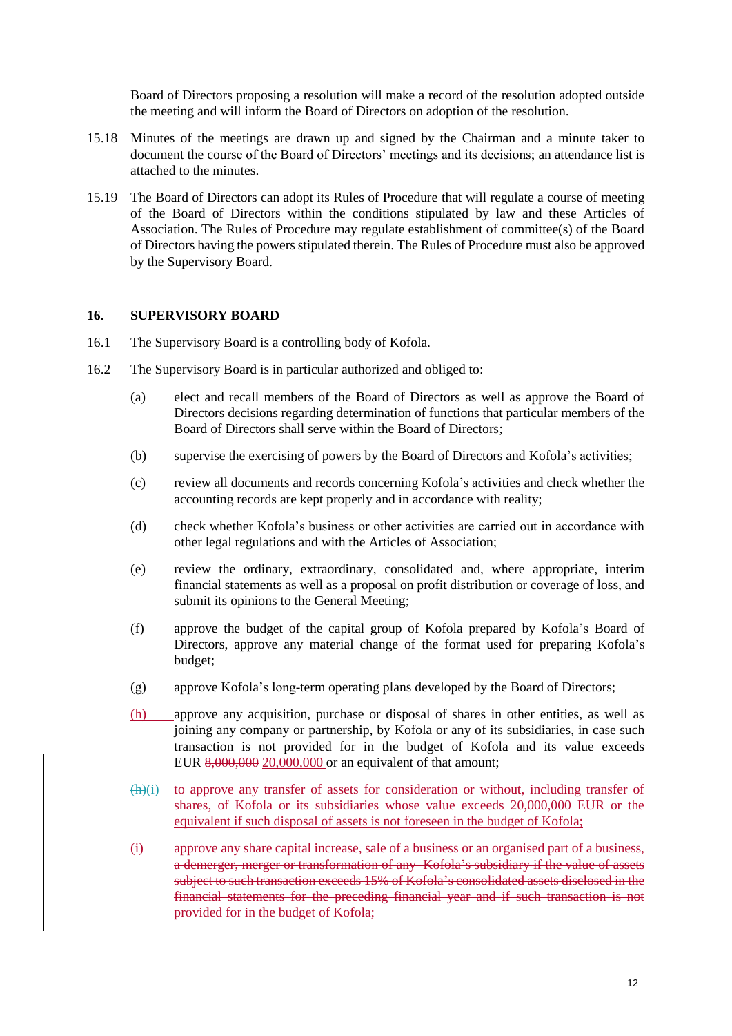Board of Directors proposing a resolution will make a record of the resolution adopted outside the meeting and will inform the Board of Directors on adoption of the resolution.

15.18 Minutes of the meetings are drawn up and signed by the Chairman and a minute taker to document the course of the Board of Directors' meetings and its decisions; an attendance list is attached to the minutes.

15.19 The Board of Directors can adopt its Rules of Procedure that will regulate a course of meeting of the Board of Directors within the conditions stipulated by law and these Articles of Association. The Rules of Procedure may regulate establishment of committee(s) of the Board of Directors having the powers stipulated therein. The Rules of Procedure must also be approved by the Supervisory Board.

## 16. SUPERVISORY BOARD

16.1 The Supervisory Board is a controlling body of Kofola.

16.2 The Supervisory Board is in particular authorized and obliged to:

(a) elect and recall members of the Board of Directors as well as approve the Board of Directors decisions regarding determination of functions that particular members of the Board of Directors shall serve within the Board of Directors;

(b) supervise the exercising of powers by the Board of Directors and Kofola's activities;

(c) review all documents and records concerning Kofola's activities and check whether the accounting records are kept properly and in accordance with reality;

(d) check whether Kofola's business or other activities are carried out in accordance with other legal regulations and with the Articles of Association;

(e) review the ordinary, extraordinary, consolidated and, where appropriate, interim financial statements as well as a proposal on profit distribution or coverage of loss, and submit its opinions to the General Meeting;

(f) approve the budget of the capital group of Kofola prepared by Kofola's Board of Directors, approve any material change of the format used for preparing Kofola's budget;

(g) approve Kofola's long-term operating plans developed by the Board of Directors;

(h) approve any acquisition, purchase or disposal of shares in other entities, as well as joining any company or partnership, by Kofola or any of its subsidiaries, in case such transaction is not provided for in the budget of Kofola and its value exceeds EUR ~~8,000,000~~ 20,000,000 or an equivalent of that amount;

~~(h)~~(i) to approve any transfer of assets for consideration or without, including transfer of shares, of Kofola or its subsidiaries whose value exceeds 20,000,000 EUR or the equivalent if such disposal of assets is not foreseen in the budget of Kofola;

~~(i) approve any share capital increase, sale of a business or an organised part of a business, a demerger, merger or transformation of any Kofola's subsidiary if the value of assets subject to such transaction exceeds 15% of Kofola's consolidated assets disclosed in the financial statements for the preceding financial year and if such transaction is not provided for in the budget of Kofola;~~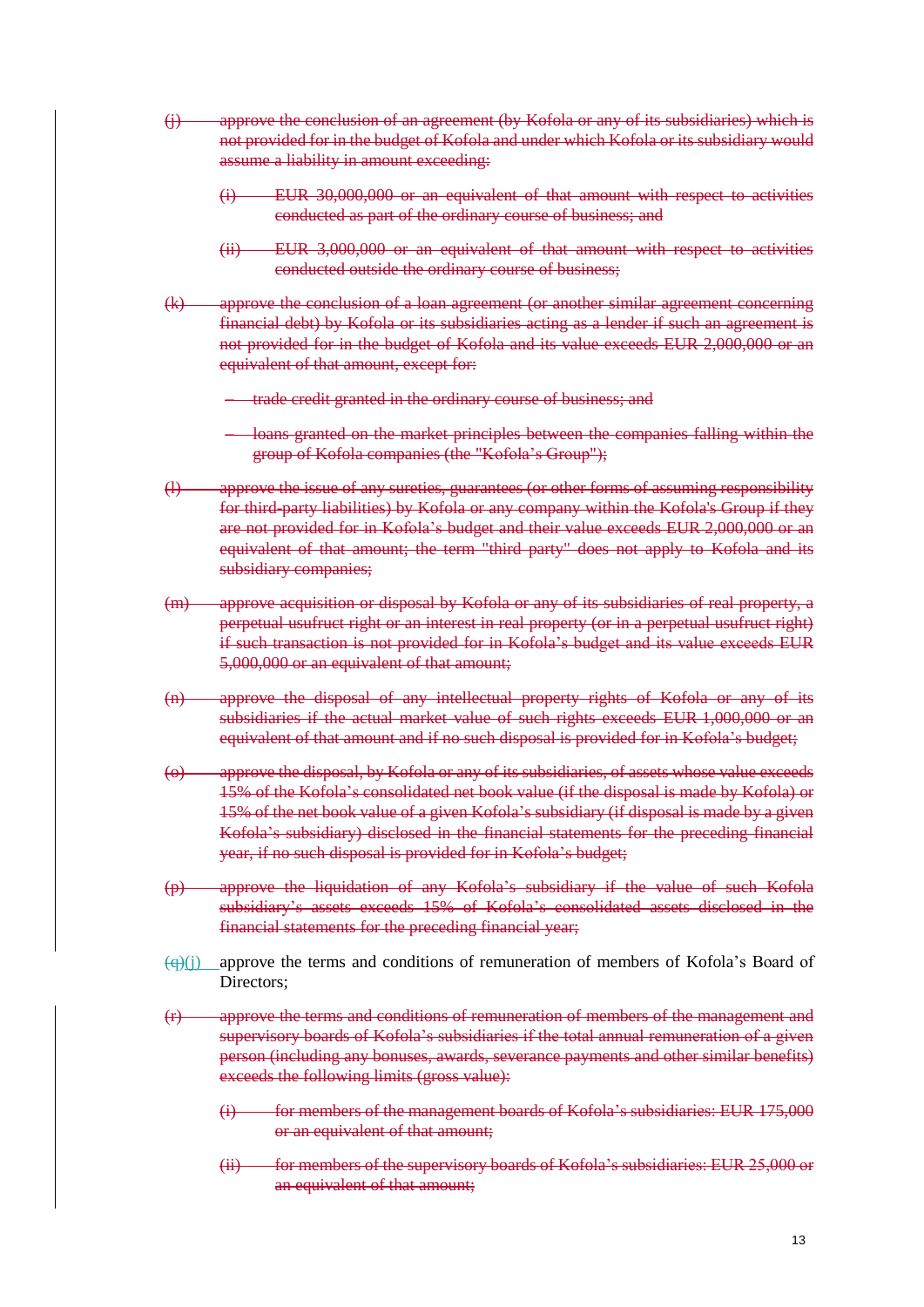~~(j) approve the conclusion of an agreement (by Kofola or any of its subsidiaries) which is not provided for in the budget of Kofola and under which Kofola or its subsidiary would assume a liability in amount exceeding:~~

~~(i) EUR 30,000,000 or an equivalent of that amount with respect to activities conducted as part of the ordinary course of business; and~~

~~(ii) EUR 3,000,000 or an equivalent of that amount with respect to activities conducted outside the ordinary course of business;~~

~~(k) approve the conclusion of a loan agreement (or another similar agreement concerning financial debt) by Kofola or its subsidiaries acting as a lender if such an agreement is not provided for in the budget of Kofola and its value exceeds EUR 2,000,000 or an equivalent of that amount, except for:~~

~~– trade credit granted in the ordinary course of business; and~~

~~– loans granted on the market principles between the companies falling within the group of Kofola companies (the "Kofola's Group");~~

~~(l) approve the issue of any sureties, guarantees (or other forms of assuming responsibility for third-party liabilities) by Kofola or any company within the Kofola's Group if they are not provided for in Kofola's budget and their value exceeds EUR 2,000,000 or an equivalent of that amount; the term "third party" does not apply to Kofola and its subsidiary companies;~~

~~(m) approve acquisition or disposal by Kofola or any of its subsidiaries of real property, a perpetual usufruct right or an interest in real property (or in a perpetual usufruct right) if such transaction is not provided for in Kofola's budget and its value exceeds EUR 5,000,000 or an equivalent of that amount;~~

~~(n) approve the disposal of any intellectual property rights of Kofola or any of its subsidiaries if the actual market value of such rights exceeds EUR 1,000,000 or an equivalent of that amount and if no such disposal is provided for in Kofola's budget;~~

~~(o) approve the disposal, by Kofola or any of its subsidiaries, of assets whose value exceeds 15% of the Kofola's consolidated net book value (if the disposal is made by Kofola) or 15% of the net book value of a given Kofola's subsidiary (if disposal is made by a given Kofola's subsidiary) disclosed in the financial statements for the preceding financial year, if no such disposal is provided for in Kofola's budget;~~

~~(p) approve the liquidation of any Kofola's subsidiary if the value of such Kofola subsidiary's assets exceeds 15% of Kofola's consolidated assets disclosed in the financial statements for the preceding financial year;~~

~~(q)~~(j) approve the terms and conditions of remuneration of members of Kofola's Board of Directors;

~~(r) approve the terms and conditions of remuneration of members of the management and supervisory boards of Kofola's subsidiaries if the total annual remuneration of a given person (including any bonuses, awards, severance payments and other similar benefits) exceeds the following limits (gross value):~~

~~(i) for members of the management boards of Kofola's subsidiaries: EUR 175,000 or an equivalent of that amount;~~

~~(ii) for members of the supervisory boards of Kofola's subsidiaries: EUR 25,000 or an equivalent of that amount;~~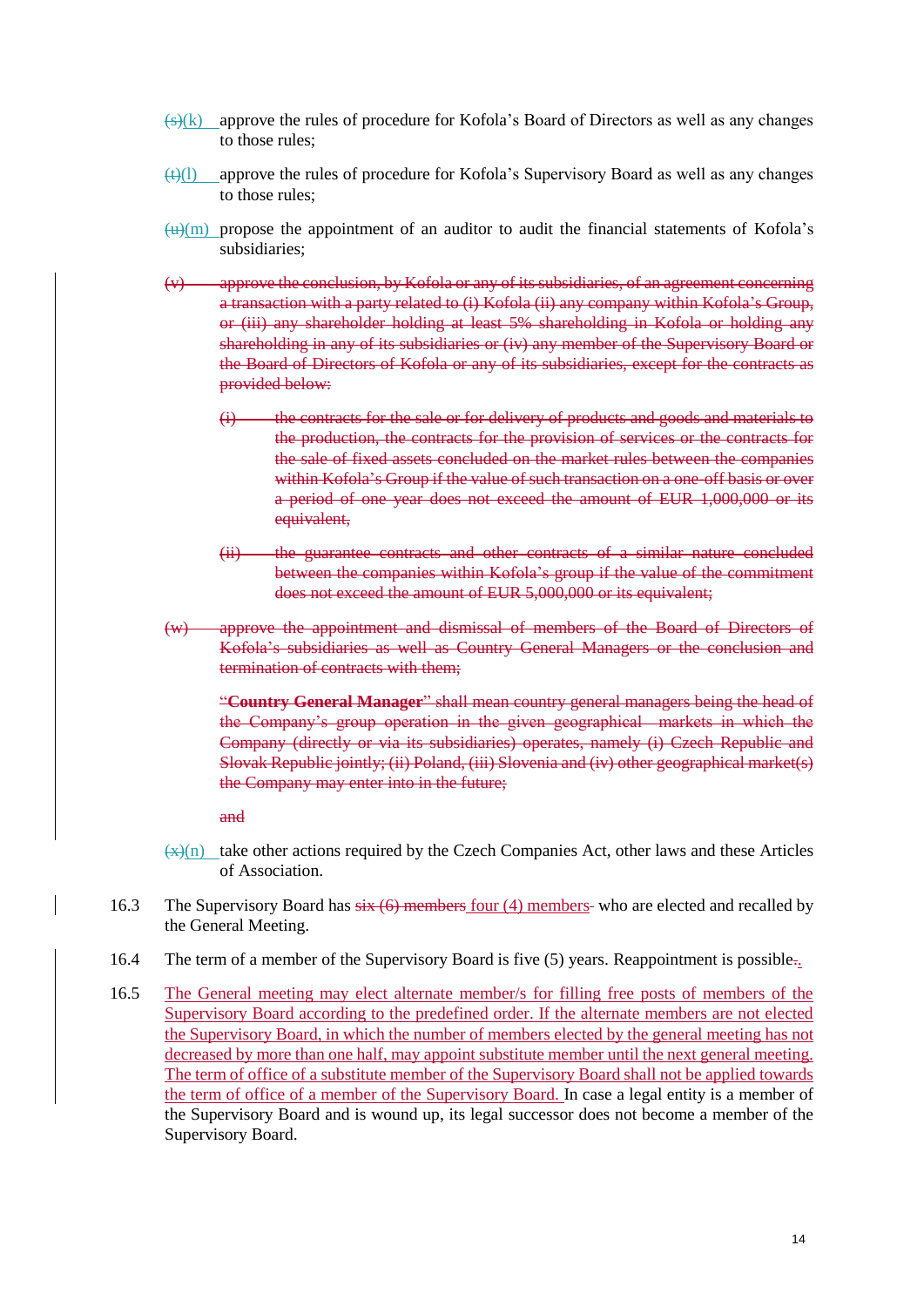~~(s)~~(k) approve the rules of procedure for Kofola's Board of Directors as well as any changes to those rules;

~~(t)~~(l) approve the rules of procedure for Kofola's Supervisory Board as well as any changes to those rules;

~~(u)~~(m) propose the appointment of an auditor to audit the financial statements of Kofola's subsidiaries;

~~(v) approve the conclusion, by Kofola or any of its subsidiaries, of an agreement concerning a transaction with a party related to (i) Kofola (ii) any company within Kofola's Group, or (iii) any shareholder holding at least 5% shareholding in Kofola or holding any shareholding in any of its subsidiaries or (iv) any member of the Supervisory Board or the Board of Directors of Kofola or any of its subsidiaries, except for the contracts as provided below:~~

> ~~(i) the contracts for the sale or for delivery of products and goods and materials to the production, the contracts for the provision of services or the contracts for the sale of fixed assets concluded on the market rules between the companies within Kofola's Group if the value of such transaction on a one-off basis or over a period of one year does not exceed the amount of EUR 1,000,000 or its equivalent,~~
>
> ~~(ii) the guarantee contracts and other contracts of a similar nature concluded between the companies within Kofola's group if the value of the commitment does not exceed the amount of EUR 5,000,000 or its equivalent;~~

~~(w) approve the appointment and dismissal of members of the Board of Directors of Kofola's subsidiaries as well as Country General Managers or the conclusion and termination of contracts with them;~~

~~"**Country General Manager**" shall mean country general managers being the head of the Company's group operation in the given geographical markets in which the Company (directly or via its subsidiaries) operates, namely (i) Czech Republic and Slovak Republic jointly; (ii) Poland, (iii) Slovenia and (iv) other geographical market(s) the Company may enter into in the future;~~

~~and~~

~~(x)~~(n) take other actions required by the Czech Companies Act, other laws and these Articles of Association.

16.3 The Supervisory Board has ~~six (6) members~~ four (4) members who are elected and recalled by the General Meeting.

16.4 The term of a member of the Supervisory Board is five (5) years. Reappointment is possible.

16.5 The General meeting may elect alternate member/s for filling free posts of members of the Supervisory Board according to the predefined order. If the alternate members are not elected the Supervisory Board, in which the number of members elected by the general meeting has not decreased by more than one half, may appoint substitute member until the next general meeting. The term of office of a substitute member of the Supervisory Board shall not be applied towards the term of office of a member of the Supervisory Board. In case a legal entity is a member of the Supervisory Board and is wound up, its legal successor does not become a member of the Supervisory Board.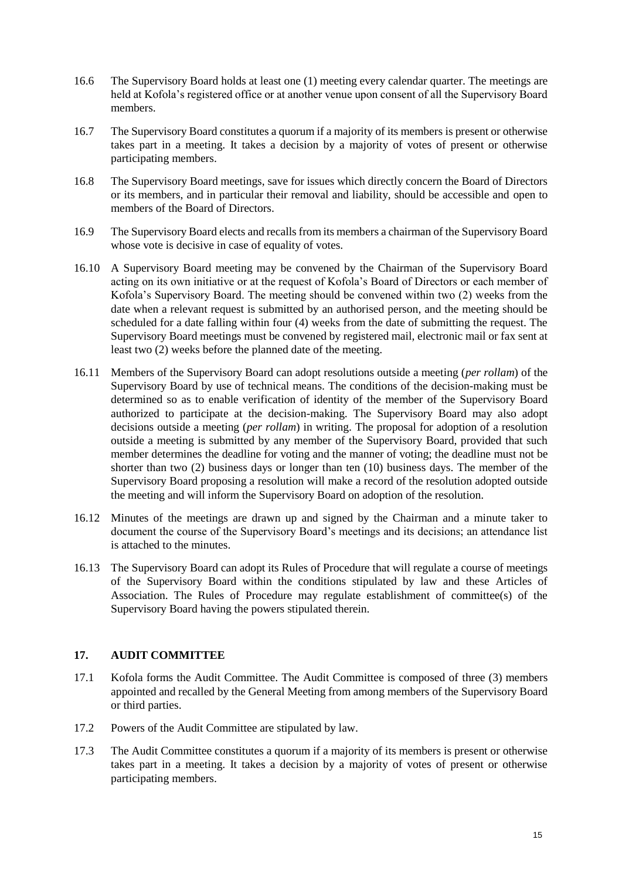16.6 The Supervisory Board holds at least one (1) meeting every calendar quarter. The meetings are held at Kofola's registered office or at another venue upon consent of all the Supervisory Board members.

16.7 The Supervisory Board constitutes a quorum if a majority of its members is present or otherwise takes part in a meeting. It takes a decision by a majority of votes of present or otherwise participating members.

16.8 The Supervisory Board meetings, save for issues which directly concern the Board of Directors or its members, and in particular their removal and liability, should be accessible and open to members of the Board of Directors.

16.9 The Supervisory Board elects and recalls from its members a chairman of the Supervisory Board whose vote is decisive in case of equality of votes.

16.10 A Supervisory Board meeting may be convened by the Chairman of the Supervisory Board acting on its own initiative or at the request of Kofola's Board of Directors or each member of Kofola's Supervisory Board. The meeting should be convened within two (2) weeks from the date when a relevant request is submitted by an authorised person, and the meeting should be scheduled for a date falling within four (4) weeks from the date of submitting the request. The Supervisory Board meetings must be convened by registered mail, electronic mail or fax sent at least two (2) weeks before the planned date of the meeting.

16.11 Members of the Supervisory Board can adopt resolutions outside a meeting (*per rollam*) of the Supervisory Board by use of technical means. The conditions of the decision-making must be determined so as to enable verification of identity of the member of the Supervisory Board authorized to participate at the decision-making. The Supervisory Board may also adopt decisions outside a meeting (*per rollam*) in writing. The proposal for adoption of a resolution outside a meeting is submitted by any member of the Supervisory Board, provided that such member determines the deadline for voting and the manner of voting; the deadline must not be shorter than two (2) business days or longer than ten (10) business days. The member of the Supervisory Board proposing a resolution will make a record of the resolution adopted outside the meeting and will inform the Supervisory Board on adoption of the resolution.

16.12 Minutes of the meetings are drawn up and signed by the Chairman and a minute taker to document the course of the Supervisory Board's meetings and its decisions; an attendance list is attached to the minutes.

16.13 The Supervisory Board can adopt its Rules of Procedure that will regulate a course of meetings of the Supervisory Board within the conditions stipulated by law and these Articles of Association. The Rules of Procedure may regulate establishment of committee(s) of the Supervisory Board having the powers stipulated therein.

## 17. AUDIT COMMITTEE

17.1 Kofola forms the Audit Committee. The Audit Committee is composed of three (3) members appointed and recalled by the General Meeting from among members of the Supervisory Board or third parties.

17.2 Powers of the Audit Committee are stipulated by law.

17.3 The Audit Committee constitutes a quorum if a majority of its members is present or otherwise takes part in a meeting. It takes a decision by a majority of votes of present or otherwise participating members.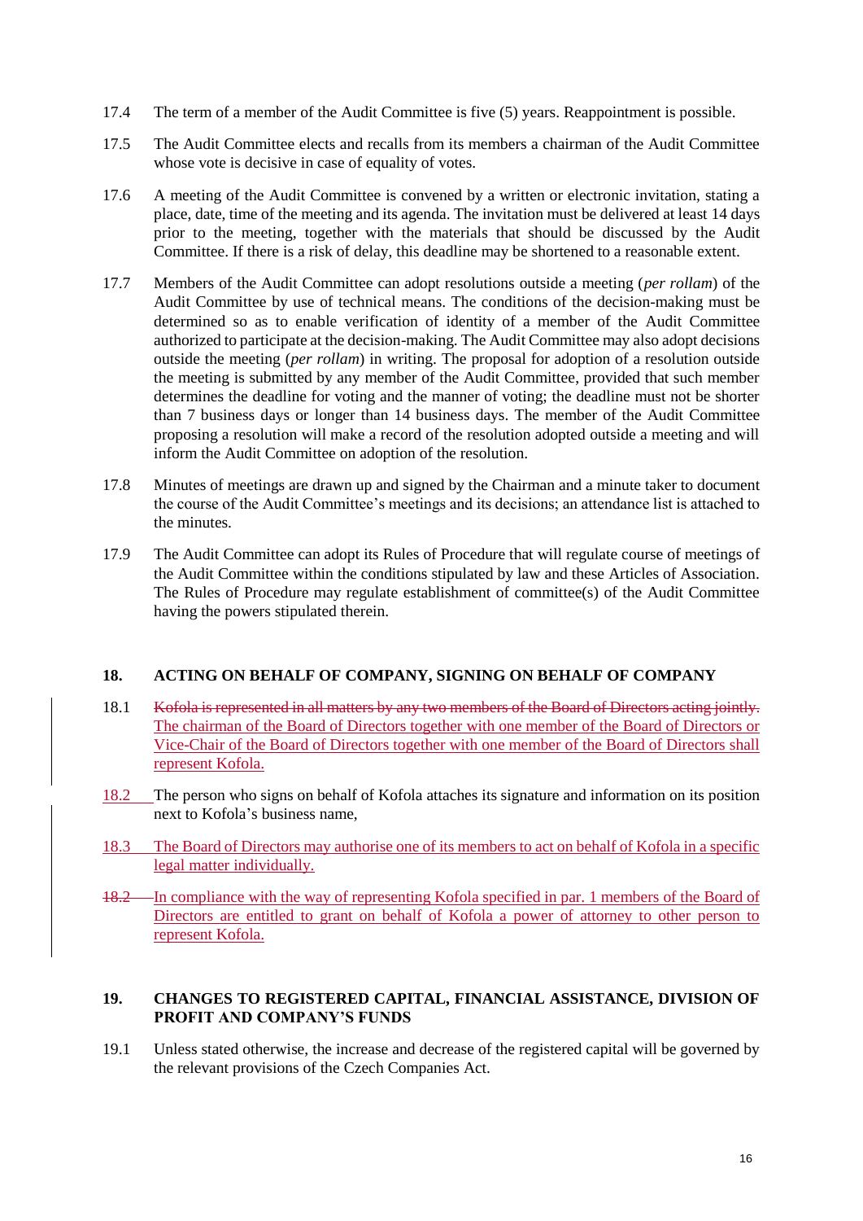17.4 The term of a member of the Audit Committee is five (5) years. Reappointment is possible.

17.5 The Audit Committee elects and recalls from its members a chairman of the Audit Committee whose vote is decisive in case of equality of votes.

17.6 A meeting of the Audit Committee is convened by a written or electronic invitation, stating a place, date, time of the meeting and its agenda. The invitation must be delivered at least 14 days prior to the meeting, together with the materials that should be discussed by the Audit Committee. If there is a risk of delay, this deadline may be shortened to a reasonable extent.

17.7 Members of the Audit Committee can adopt resolutions outside a meeting (*per rollam*) of the Audit Committee by use of technical means. The conditions of the decision-making must be determined so as to enable verification of identity of a member of the Audit Committee authorized to participate at the decision-making. The Audit Committee may also adopt decisions outside the meeting (*per rollam*) in writing. The proposal for adoption of a resolution outside the meeting is submitted by any member of the Audit Committee, provided that such member determines the deadline for voting and the manner of voting; the deadline must not be shorter than 7 business days or longer than 14 business days. The member of the Audit Committee proposing a resolution will make a record of the resolution adopted outside a meeting and will inform the Audit Committee on adoption of the resolution.

17.8 Minutes of meetings are drawn up and signed by the Chairman and a minute taker to document the course of the Audit Committee's meetings and its decisions; an attendance list is attached to the minutes.

17.9 The Audit Committee can adopt its Rules of Procedure that will regulate course of meetings of the Audit Committee within the conditions stipulated by law and these Articles of Association. The Rules of Procedure may regulate establishment of committee(s) of the Audit Committee having the powers stipulated therein.

## 18. ACTING ON BEHALF OF COMPANY, SIGNING ON BEHALF OF COMPANY

18.1 ~~Kofola is represented in all matters by any two members of the Board of Directors acting jointly.~~ The chairman of the Board of Directors together with one member of the Board of Directors or Vice-Chair of the Board of Directors together with one member of the Board of Directors shall represent Kofola.

18.2 The person who signs on behalf of Kofola attaches its signature and information on its position next to Kofola's business name,

18.3 The Board of Directors may authorise one of its members to act on behalf of Kofola in a specific legal matter individually.

~~18.2~~ In compliance with the way of representing Kofola specified in par. 1 members of the Board of Directors are entitled to grant on behalf of Kofola a power of attorney to other person to represent Kofola.

## 19. CHANGES TO REGISTERED CAPITAL, FINANCIAL ASSISTANCE, DIVISION OF PROFIT AND COMPANY'S FUNDS

19.1 Unless stated otherwise, the increase and decrease of the registered capital will be governed by the relevant provisions of the Czech Companies Act.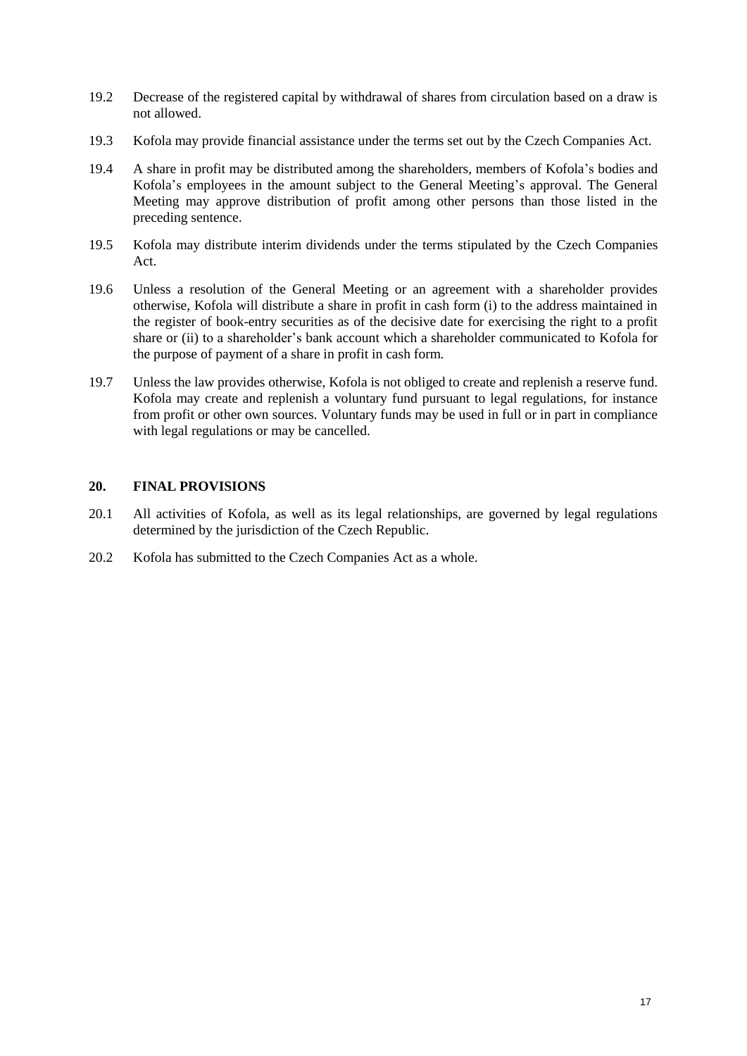19.2 Decrease of the registered capital by withdrawal of shares from circulation based on a draw is not allowed.

19.3 Kofola may provide financial assistance under the terms set out by the Czech Companies Act.

19.4 A share in profit may be distributed among the shareholders, members of Kofola's bodies and Kofola's employees in the amount subject to the General Meeting's approval. The General Meeting may approve distribution of profit among other persons than those listed in the preceding sentence.

19.5 Kofola may distribute interim dividends under the terms stipulated by the Czech Companies Act.

19.6 Unless a resolution of the General Meeting or an agreement with a shareholder provides otherwise, Kofola will distribute a share in profit in cash form (i) to the address maintained in the register of book-entry securities as of the decisive date for exercising the right to a profit share or (ii) to a shareholder's bank account which a shareholder communicated to Kofola for the purpose of payment of a share in profit in cash form.

19.7 Unless the law provides otherwise, Kofola is not obliged to create and replenish a reserve fund. Kofola may create and replenish a voluntary fund pursuant to legal regulations, for instance from profit or other own sources. Voluntary funds may be used in full or in part in compliance with legal regulations or may be cancelled.

## 20. FINAL PROVISIONS

20.1 All activities of Kofola, as well as its legal relationships, are governed by legal regulations determined by the jurisdiction of the Czech Republic.

20.2 Kofola has submitted to the Czech Companies Act as a whole.